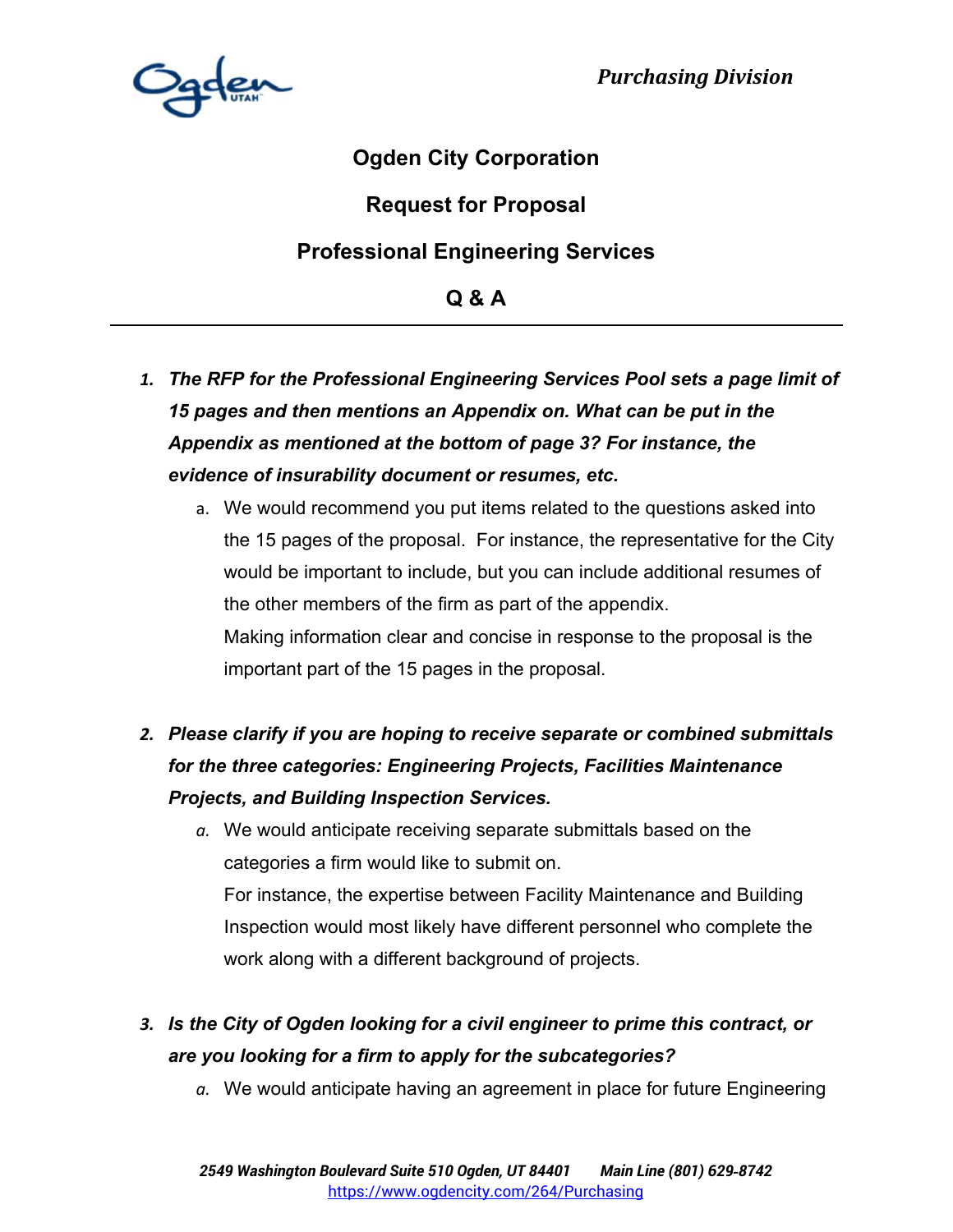Purchasing Division

# Ogden City Corporation

## Request for Proposal

## Professional Engineering Services

## Q & A

---

1. ***The RFP for the Professional Engineering Services Pool sets a page limit of 15 pages and then mentions an Appendix on. What can be put in the Appendix as mentioned at the bottom of page 3? For instance, the evidence of insurability document or resumes, etc.***
   a. We would recommend you put items related to the questions asked into the 15 pages of the proposal. For instance, the representative for the City would be important to include, but you can include additional resumes of the other members of the firm as part of the appendix.
   Making information clear and concise in response to the proposal is the important part of the 15 pages in the proposal.

2. ***Please clarify if you are hoping to receive separate or combined submittals for the three categories: Engineering Projects, Facilities Maintenance Projects, and Building Inspection Services.***
   a. We would anticipate receiving separate submittals based on the categories a firm would like to submit on.
   For instance, the expertise between Facility Maintenance and Building Inspection would most likely have different personnel who complete the work along with a different background of projects.

3. ***Is the City of Ogden looking for a civil engineer to prime this contract, or are you looking for a firm to apply for the subcategories?***
   a. We would anticipate having an agreement in place for future Engineering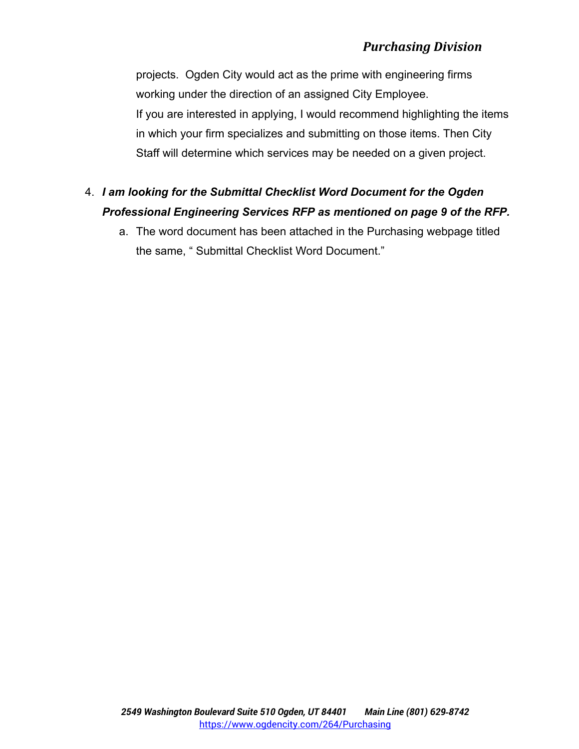projects.  Ogden City would act as the prime with engineering firms working under the direction of an assigned City Employee.
If you are interested in applying, I would recommend highlighting the items in which your firm specializes and submitting on those items. Then City Staff will determine which services may be needed on a given project.

4. ***I am looking for the Submittal Checklist Word Document for the Ogden Professional Engineering Services RFP as mentioned on page 9 of the RFP.***
    a. The word document has been attached in the Purchasing webpage titled the same, " Submittal Checklist Word Document."